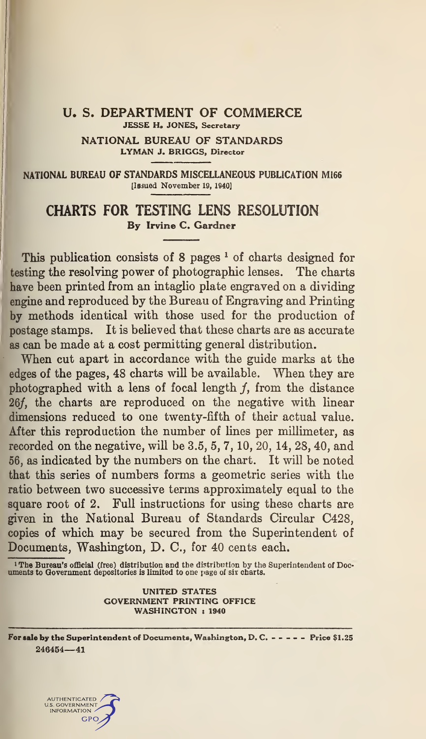U. S. DEPARTMENT OF COMMERCE

JESSE H. JONES, Secretary

NATIONAL BUREAU OF STANDARDS

LYMAN J. BRIGGS, Director

NATIONAL BUREAU OF STANDARDS MISCELLANEOUS PUBLICATION M166

[Issued November 19, 1940]

# CHARTS FOR TESTING LENS RESOLUTION

By Irvine C. Gardner

This publication consists of 8 pages [1] of charts designed for testing the resolving power of photographic lenses. The charts have been printed from an intaglio plate engraved on a dividing engine and reproduced by the Bureau of Engraving and Printing by methods identical with those used for the production of postage stamps. It is believed that these charts are as accurate as can be made at a cost permitting general distribution.

When cut apart in accordance with the guide marks at the edges of the pages, 48 charts will be available. When they are photographed with a lens of focal length $f$, from the distance $26f$, the charts are reproduced on the negative with linear dimensions reduced to one twenty-fifth of their actual value. After this reproduction the number of lines per millimeter, as recorded on the negative, will be 3.5, 5, 7, 10, 20, 14, 28, 40, and 56, as indicated by the numbers on the chart. It will be noted that this series of numbers forms a geometric series with the ratio between two successive terms approximately equal to the square root of 2. Full instructions for using these charts are given in the National Bureau of Standards Circular C428, copies of which may be secured from the Superintendent of Documents, Washington, D. C., for 40 cents each.

[1] The Bureau's official (free) distribution and the distribution by the Superintendent of Documents to Government depositories is limited to one page of six charts.

UNITED STATES
GOVERNMENT PRINTING OFFICE
WASHINGTON : 1940

For sale by the Superintendent of Documents, Washington, D. C. - - - - - Price $1.25

246454—41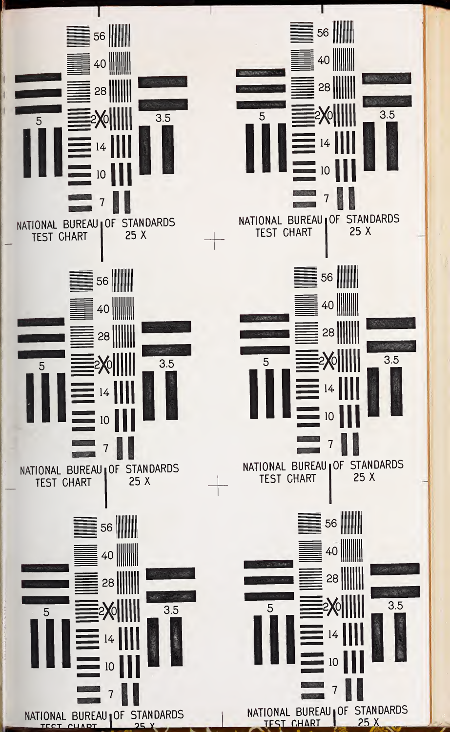NATIONAL BUREAU OF STANDARDS
TEST CHART
25 X

NATIONAL BUREAU OF STANDARDS
TEST CHART
25 X

NATIONAL BUREAU OF STANDARDS
TEST CHART
25 X

NATIONAL BUREAU OF STANDARDS
TEST CHART
25 X

NATIONAL BUREAU OF STANDARDS
TEST CHART
25 X

NATIONAL BUREAU OF STANDARDS
TEST CHART
25 X